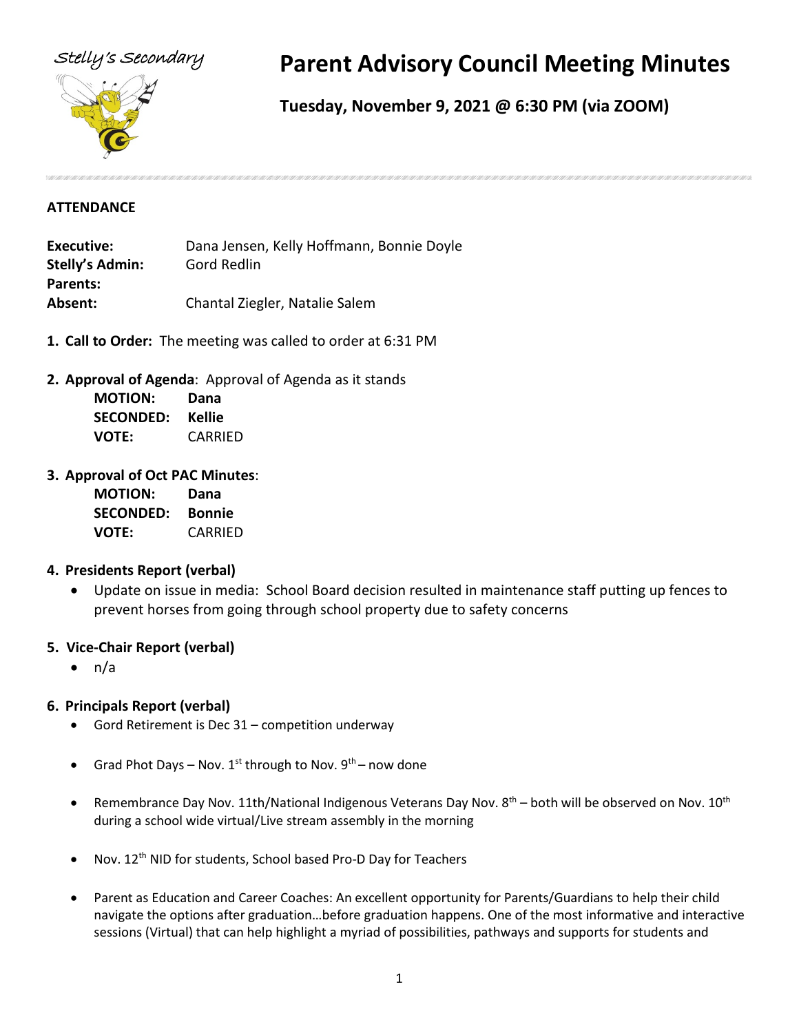Stelly's Secondary

# Parent Advisory Council Meeting Minutes

**Tuesday, November 9, 2021 @ 6:30 PM (via ZOOM)**

**ATTENDANCE**

**Executive:** Dana Jensen, Kelly Hoffmann, Bonnie Doyle
**Stelly's Admin:** Gord Redlin
**Parents:**
**Absent:** Chantal Ziegler, Natalie Salem

1. **Call to Order:** The meeting was called to order at 6:31 PM

2. **Approval of Agenda**: Approval of Agenda as it stands
   **MOTION:** **Dana**
   **SECONDED:** **Kellie**
   **VOTE:** CARRIED

3. **Approval of Oct PAC Minutes**:
   **MOTION:** **Dana**
   **SECONDED:** **Bonnie**
   **VOTE:** CARRIED

4. **Presidents Report (verbal)**
   - Update on issue in media: School Board decision resulted in maintenance staff putting up fences to prevent horses from going through school property due to safety concerns

5. **Vice-Chair Report (verbal)**
   - n/a

6. **Principals Report (verbal)**
   - Gord Retirement is Dec 31 – competition underway
   - Grad Phot Days – Nov. 1st through to Nov. 9th – now done
   - Remembrance Day Nov. 11th/National Indigenous Veterans Day Nov. 8th – both will be observed on Nov. 10th during a school wide virtual/Live stream assembly in the morning
   - Nov. 12th NID for students, School based Pro-D Day for Teachers
   - Parent as Education and Career Coaches: An excellent opportunity for Parents/Guardians to help their child navigate the options after graduation…before graduation happens. One of the most informative and interactive sessions (Virtual) that can help highlight a myriad of possibilities, pathways and supports for students and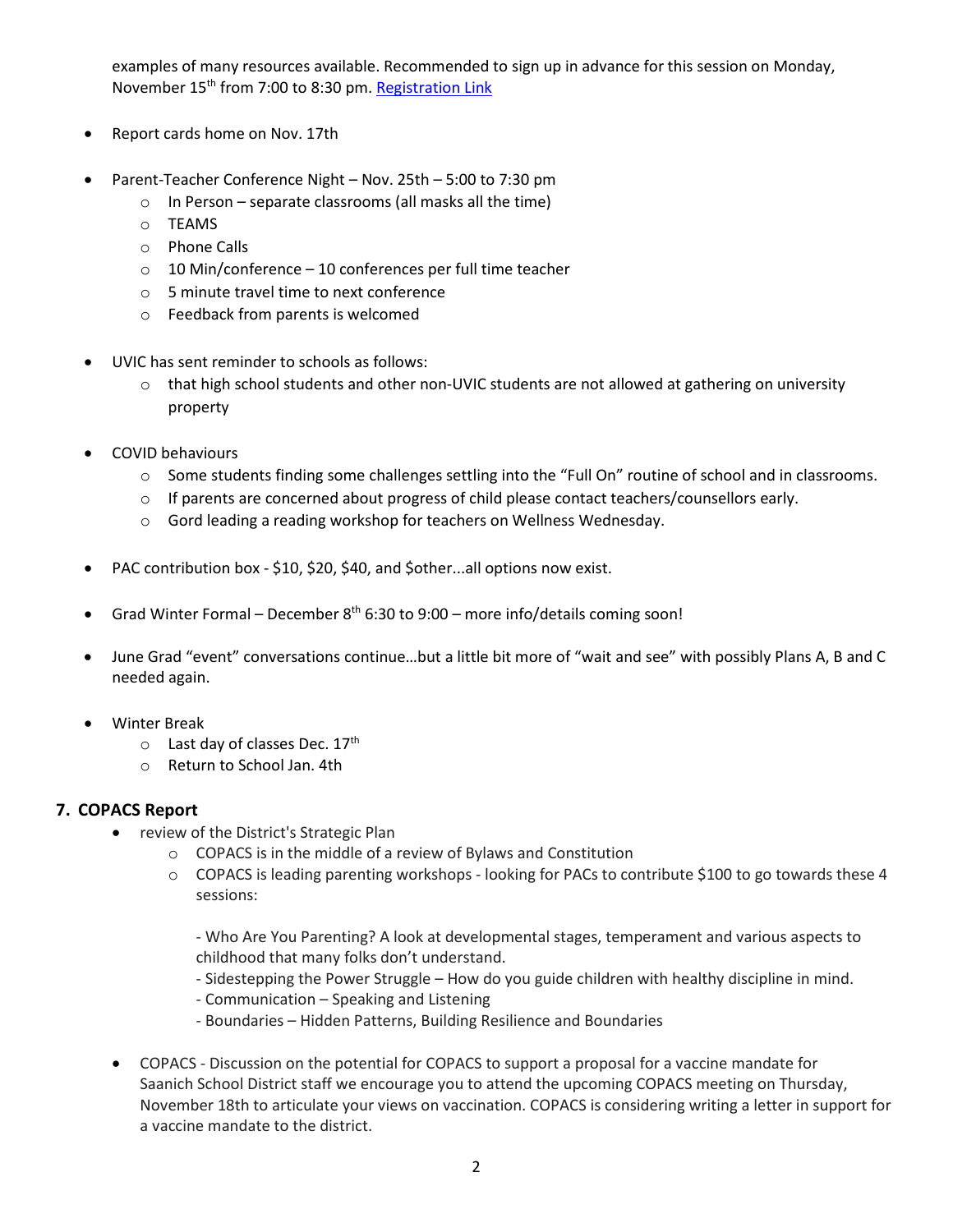examples of many resources available. Recommended to sign up in advance for this session on Monday, November 15th from 7:00 to 8:30 pm. [Registration Link]

- Report cards home on Nov. 17th

- Parent-Teacher Conference Night – Nov. 25th – 5:00 to 7:30 pm
  - In Person – separate classrooms (all masks all the time)
  - TEAMS
  - Phone Calls
  - 10 Min/conference – 10 conferences per full time teacher
  - 5 minute travel time to next conference
  - Feedback from parents is welcomed

- UVIC has sent reminder to schools as follows:
  - that high school students and other non-UVIC students are not allowed at gathering on university property

- COVID behaviours
  - Some students finding some challenges settling into the "Full On" routine of school and in classrooms.
  - If parents are concerned about progress of child please contact teachers/counsellors early.
  - Gord leading a reading workshop for teachers on Wellness Wednesday.

- PAC contribution box - $10, $20, $40, and $other...all options now exist.

- Grad Winter Formal – December 8th 6:30 to 9:00 – more info/details coming soon!

- June Grad "event" conversations continue…but a little bit more of "wait and see" with possibly Plans A, B and C needed again.

- Winter Break
  - Last day of classes Dec. 17th
  - Return to School Jan. 4th

## 7. COPACS Report

- review of the District's Strategic Plan
  - COPACS is in the middle of a review of Bylaws and Constitution
  - COPACS is leading parenting workshops - looking for PACs to contribute $100 to go towards these 4 sessions:

    - Who Are You Parenting? A look at developmental stages, temperament and various aspects to childhood that many folks don't understand.
    - Sidestepping the Power Struggle – How do you guide children with healthy discipline in mind.
    - Communication – Speaking and Listening
    - Boundaries – Hidden Patterns, Building Resilience and Boundaries

- COPACS - Discussion on the potential for COPACS to support a proposal for a vaccine mandate for Saanich School District staff we encourage you to attend the upcoming COPACS meeting on Thursday, November 18th to articulate your views on vaccination. COPACS is considering writing a letter in support for a vaccine mandate to the district.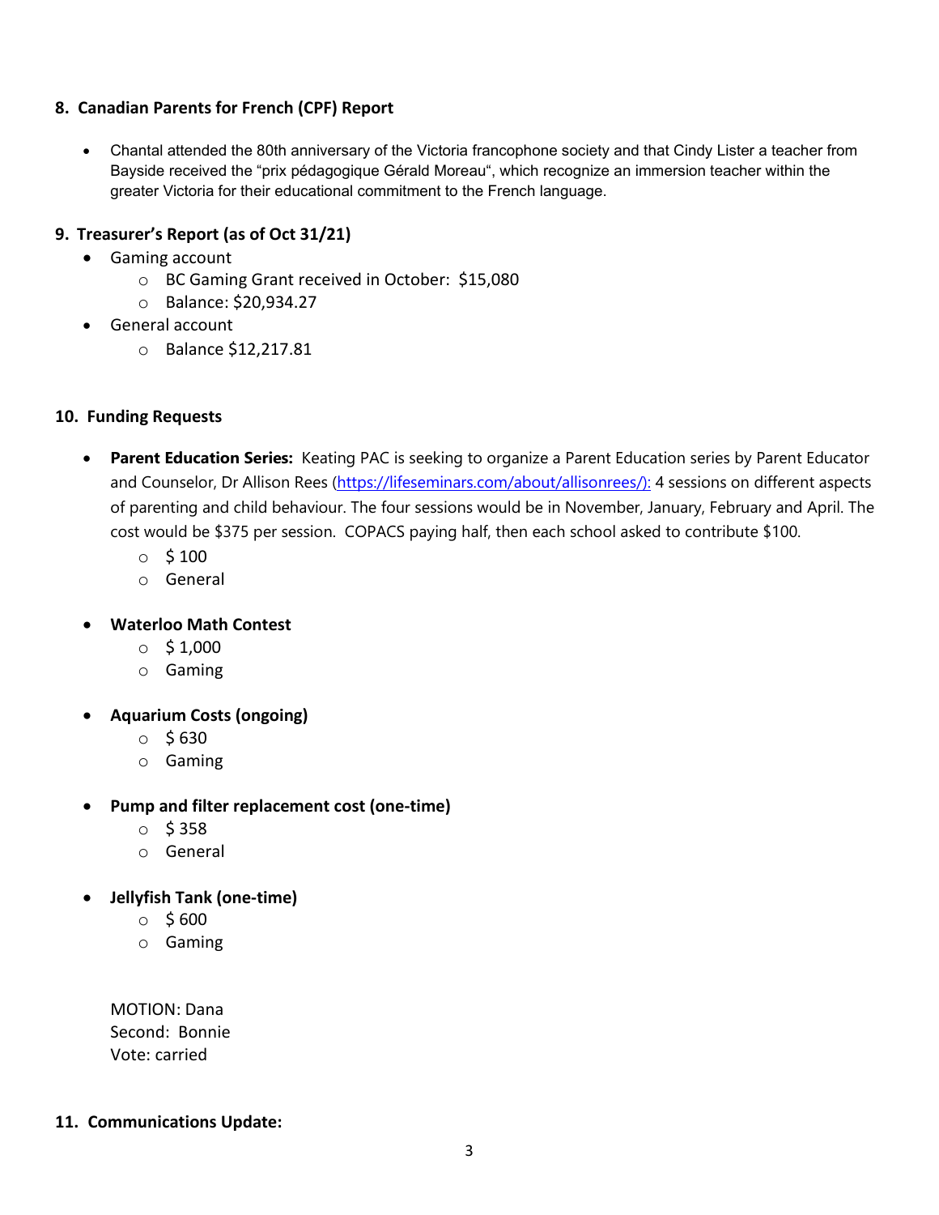## 8. Canadian Parents for French (CPF) Report

- Chantal attended the 80th anniversary of the Victoria francophone society and that Cindy Lister a teacher from Bayside received the "prix pédagogique Gérald Moreau", which recognize an immersion teacher within the greater Victoria for their educational commitment to the French language.

## 9. Treasurer's Report (as of Oct 31/21)

- Gaming account
  - BC Gaming Grant received in October: $15,080
  - Balance: $20,934.27
- General account
  - Balance $12,217.81

## 10. Funding Requests

- **Parent Education Series:** Keating PAC is seeking to organize a Parent Education series by Parent Educator and Counselor, Dr Allison Rees (https://lifeseminars.com/about/allisonrees/): 4 sessions on different aspects of parenting and child behaviour. The four sessions would be in November, January, February and April. The cost would be $375 per session. COPACS paying half, then each school asked to contribute $100.
  - $ 100
  - General
- **Waterloo Math Contest**
  - $ 1,000
  - Gaming
- **Aquarium Costs (ongoing)**
  - $ 630
  - Gaming
- **Pump and filter replacement cost (one-time)**
  - $ 358
  - General
- **Jellyfish Tank (one-time)**
  - $ 600
  - Gaming

MOTION: Dana
Second: Bonnie
Vote: carried

## 11. Communications Update: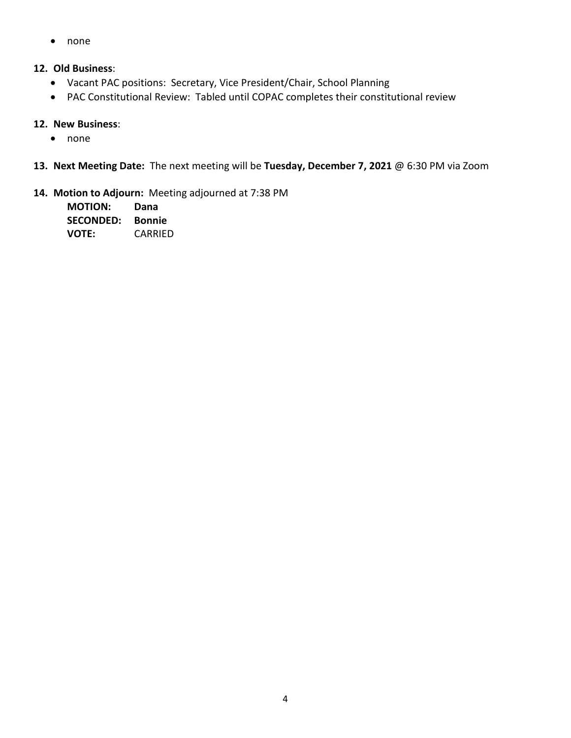- none

**12. Old Business**:

- Vacant PAC positions: Secretary, Vice President/Chair, School Planning
- PAC Constitutional Review: Tabled until COPAC completes their constitutional review

**12. New Business**:

- none

**13. Next Meeting Date:** The next meeting will be **Tuesday, December 7, 2021** @ 6:30 PM via Zoom

**14. Motion to Adjourn:** Meeting adjourned at 7:38 PM

**MOTION:** **Dana**
**SECONDED:** **Bonnie**
**VOTE:** CARRIED